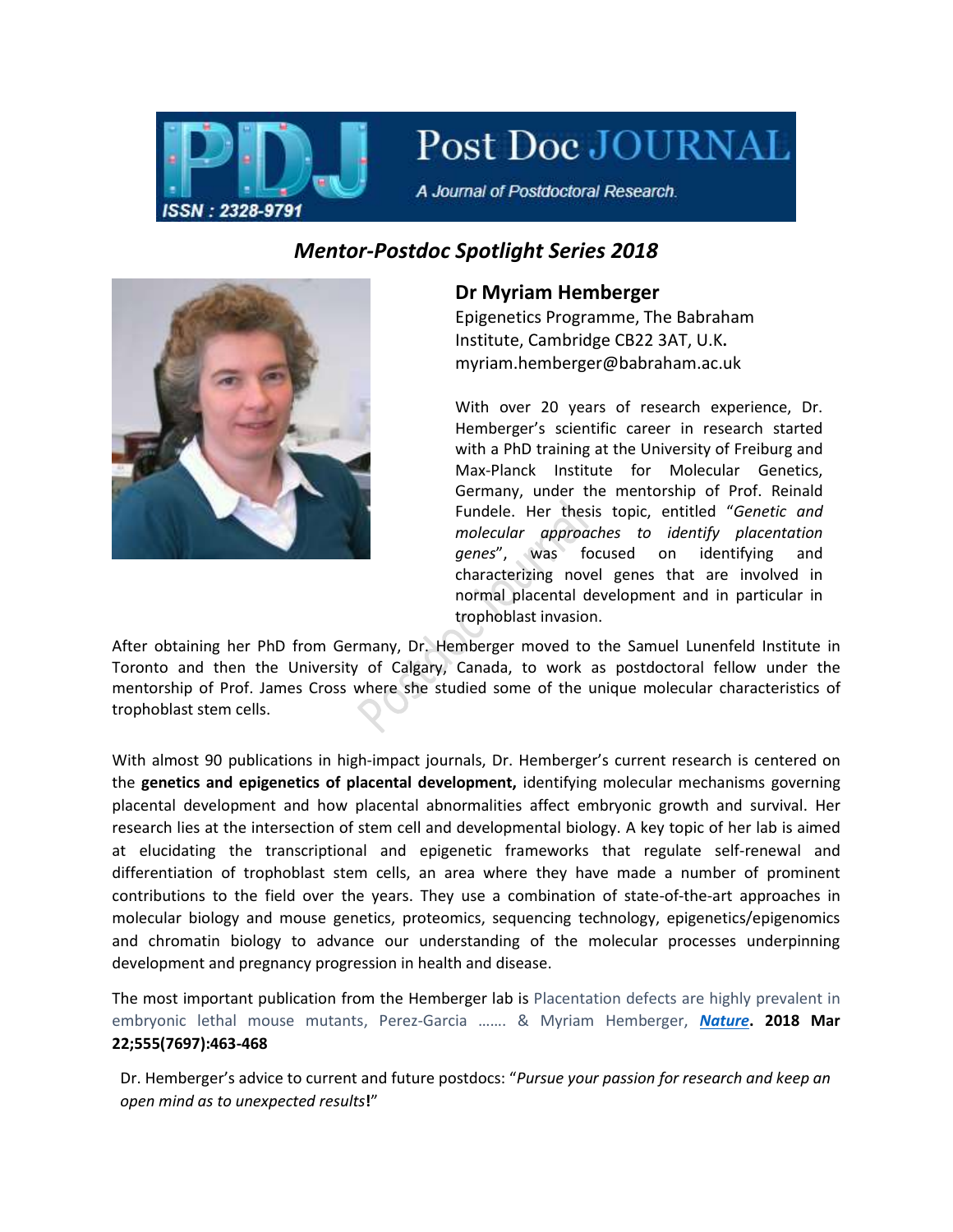Post Doc JOURNAL

A Journal of Postdoctoral Research.

ISSN : 2328-9791

## *Mentor-Postdoc Spotlight Series 2018*

### Dr Myriam Hemberger

Epigenetics Programme, The Babraham Institute, Cambridge CB22 3AT, U.K.
myriam.hemberger@babraham.ac.uk

With over 20 years of research experience, Dr. Hemberger's scientific career in research started with a PhD training at the University of Freiburg and Max-Planck Institute for Molecular Genetics, Germany, under the mentorship of Prof. Reinald Fundele. Her thesis topic, entitled "*Genetic and molecular approaches to identify placentation genes*", was focused on identifying and characterizing novel genes that are involved in normal placental development and in particular in trophoblast invasion.

After obtaining her PhD from Germany, Dr. Hemberger moved to the Samuel Lunenfeld Institute in Toronto and then the University of Calgary, Canada, to work as postdoctoral fellow under the mentorship of Prof. James Cross where she studied some of the unique molecular characteristics of trophoblast stem cells.

With almost 90 publications in high-impact journals, Dr. Hemberger's current research is centered on the **genetics and epigenetics of placental development,** identifying molecular mechanisms governing placental development and how placental abnormalities affect embryonic growth and survival. Her research lies at the intersection of stem cell and developmental biology. A key topic of her lab is aimed at elucidating the transcriptional and epigenetic frameworks that regulate self-renewal and differentiation of trophoblast stem cells, an area where they have made a number of prominent contributions to the field over the years. They use a combination of state-of-the-art approaches in molecular biology and mouse genetics, proteomics, sequencing technology, epigenetics/epigenomics and chromatin biology to advance our understanding of the molecular processes underpinning development and pregnancy progression in health and disease.

The most important publication from the Hemberger lab is Placentation defects are highly prevalent in embryonic lethal mouse mutants, Perez-Garcia ……. & Myriam Hemberger, ***Nature*. 2018 Mar 22;555(7697):463-468**

Dr. Hemberger's advice to current and future postdocs: "*Pursue your passion for research and keep an open mind as to unexpected results***!**"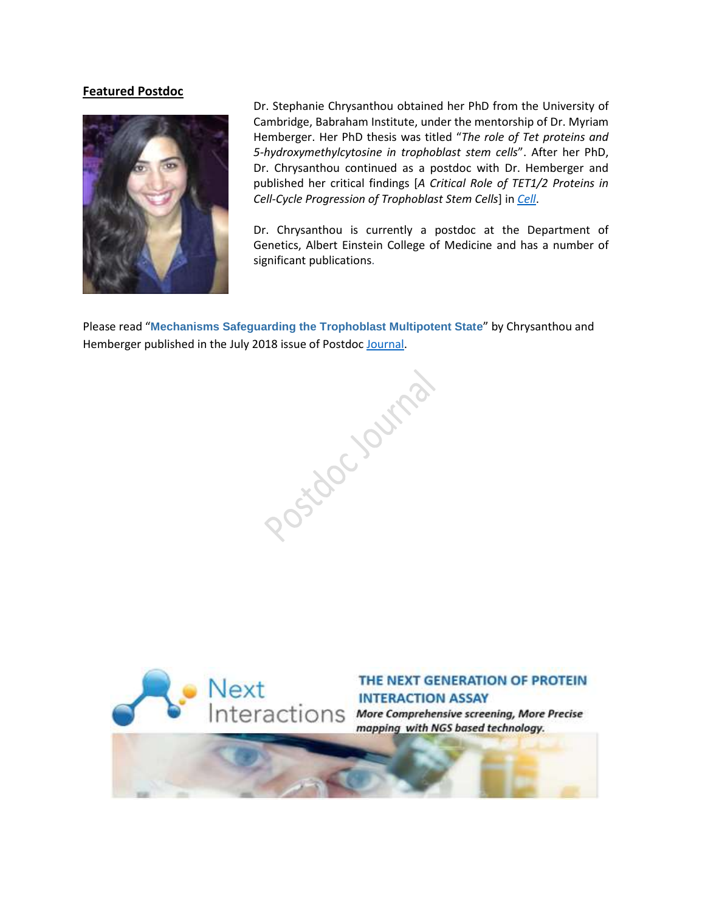**Featured Postdoc**

Dr. Stephanie Chrysanthou obtained her PhD from the University of Cambridge, Babraham Institute, under the mentorship of Dr. Myriam Hemberger. Her PhD thesis was titled "*The role of Tet proteins and 5-hydroxymethylcytosine in trophoblast stem cells*". After her PhD, Dr. Chrysanthou continued as a postdoc with Dr. Hemberger and published her critical findings [*A Critical Role of TET1/2 Proteins in Cell-Cycle Progression of Trophoblast Stem Cells*] in *Cell*.

Dr. Chrysanthou is currently a postdoc at the Department of Genetics, Albert Einstein College of Medicine and has a number of significant publications.

Please read "**Mechanisms Safeguarding the Trophoblast Multipotent State**" by Chrysanthou and Hemberger published in the July 2018 issue of Postdoc Journal.

Next Interactions

THE NEXT GENERATION OF PROTEIN INTERACTION ASSAY

*More Comprehensive screening, More Precise mapping with NGS based technology.*